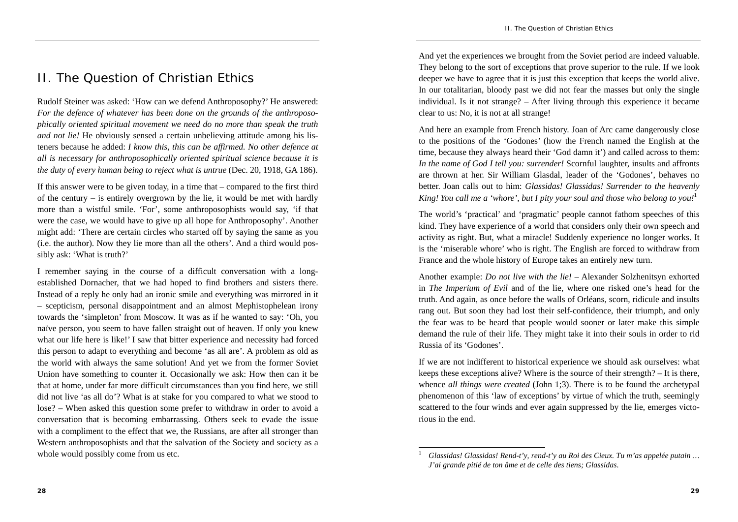# II. The Question of Christian Ethics

Rudolf Steiner was asked: 'How can we defend Anthroposophy?' He answered: *For the defence of whatever has been done on the grounds of the anthroposophically oriented spiritual movement we need do no more than speak the truth and not lie!* He obviously sensed a certain unbelieving attitude among his listeners because he added: *I know this, this can be affirmed. No other defence at all is necessary for anthroposophically oriented spiritual science because it is the duty of every human being to reject what is untrue* (Dec. 20, 1918, GA 186).

If this answer were to be given today, in a time that – compared to the first third of the century – is entirely overgrown by the lie, it would be met with hardly more than a wistful smile. 'For', some anthroposophists would say, 'if that were the case, we would have to give up all hope for Anthroposophy'. Another might add: 'There are certain circles who started off by saying the same as you (i.e. the author). Now they lie more than all the others'. And a third would possibly ask: 'What is truth?'

I remember saying in the course of a difficult conversation with a long-established Dornacher, that we had hoped to find brothers and sisters there. Instead of a reply he only had an ironic smile and everything was mirrored in it – scepticism, personal disappointment and an almost Mephistophelean irony towards the 'simpleton' from Moscow. It was as if he wanted to say: 'Oh, you naïve person, you seem to have fallen straight out of heaven. If only you knew what our life here is like!' I saw that bitter experience and necessity had forced this person to adapt to everything and become 'as all are'. A problem as old as the world with always the same solution! And yet we from the former Soviet Union have something to counter it. Occasionally we ask: How then can it be that at home, under far more difficult circumstances than you find here, we still did not live 'as all do'? What is at stake for you compared to what we stood to lose? – When asked this question some prefer to withdraw in order to avoid a conversation that is becoming embarrassing. Others seek to evade the issue with a compliment to the effect that we, the Russians, are after all stronger than Western anthroposophists and that the salvation of the Society and society as a whole would possibly come from us etc.

And yet the experiences we brought from the Soviet period are indeed valuable. They belong to the sort of exceptions that prove superior to the rule. If we look deeper we have to agree that it is just this exception that keeps the world alive. In our totalitarian, bloody past we did not fear the masses but only the single individual. Is it not strange? – After living through this experience it became clear to us: No, it is not at all strange!

And here an example from French history. Joan of Arc came dangerously close to the positions of the 'Godones' (how the French named the English at the time, because they always heard their 'God damn it') and called across to them: *In the name of God I tell you: surrender!* Scornful laughter, insults and affronts are thrown at her. Sir William Glasdal, leader of the 'Godones', behaves no better. Joan calls out to him: *Glassidas! Glassidas! Surrender to the heavenly King! You call me a 'whore', but I pity your soul and those who belong to you!*[1]

The world's 'practical' and 'pragmatic' people cannot fathom speeches of this kind. They have experience of a world that considers only their own speech and activity as right. But, what a miracle! Suddenly experience no longer works. It is the 'miserable whore' who is right. The English are forced to withdraw from France and the whole history of Europe takes an entirely new turn.

Another example: *Do not live with the lie!* – Alexander Solzhenitsyn exhorted in *The Imperium of Evil* and of the lie, where one risked one's head for the truth. And again, as once before the walls of Orléans, scorn, ridicule and insults rang out. But soon they had lost their self-confidence, their triumph, and only the fear was to be heard that people would sooner or later make this simple demand the rule of their life. They might take it into their souls in order to rid Russia of its 'Godones'.

If we are not indifferent to historical experience we should ask ourselves: what keeps these exceptions alive? Where is the source of their strength? – It is there, whence *all things were created* (John 1;3). There is to be found the archetypal phenomenon of this 'law of exceptions' by virtue of which the truth, seemingly scattered to the four winds and ever again suppressed by the lie, emerges victorious in the end.

---

[1] *Glassidas! Glassidas! Rend-t'y, rend-t'y au Roi des Cieux. Tu m'as appelée putain … J'ai grande pitié de ton âme et de celle des tiens; Glassidas.*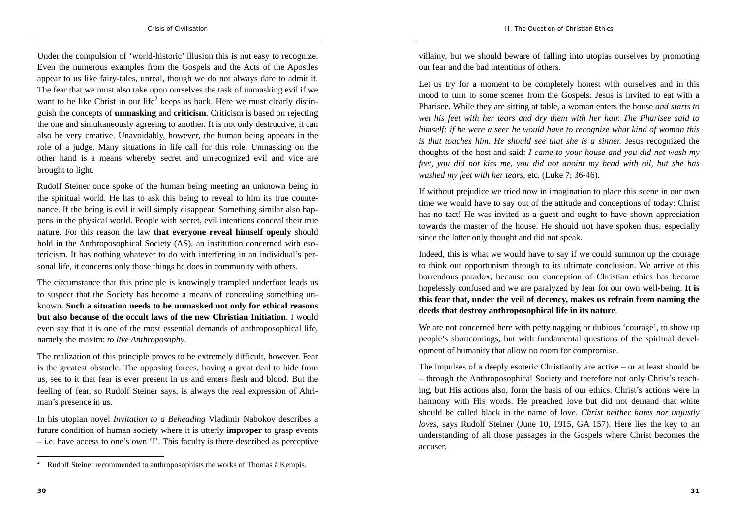Under the compulsion of 'world-historic' illusion this is not easy to recognize. Even the numerous examples from the Gospels and the Acts of the Apostles appear to us like fairy-tales, unreal, though we do not always dare to admit it. The fear that we must also take upon ourselves the task of unmasking evil if we want to be like Christ in our life[2] keeps us back. Here we must clearly distinguish the concepts of **unmasking** and **criticism**. Criticism is based on rejecting the one and simultaneously agreeing to another. It is not only destructive, it can also be very creative. Unavoidably, however, the human being appears in the role of a judge. Many situations in life call for this role. Unmasking on the other hand is a means whereby secret and unrecognized evil and vice are brought to light.

Rudolf Steiner once spoke of the human being meeting an unknown being in the spiritual world. He has to ask this being to reveal to him its true countenance. If the being is evil it will simply disappear. Something similar also happens in the physical world. People with secret, evil intentions conceal their true nature. For this reason the law **that everyone reveal himself openly** should hold in the Anthroposophical Society (AS), an institution concerned with esotericism. It has nothing whatever to do with interfering in an individual's personal life, it concerns only those things he does in community with others.

The circumstance that this principle is knowingly trampled underfoot leads us to suspect that the Society has become a means of concealing something unknown. **Such a situation needs to be unmasked not only for ethical reasons but also because of the occult laws of the new Christian Initiation**. I would even say that it is one of the most essential demands of anthroposophical life, namely the maxim: *to live Anthroposophy*.

The realization of this principle proves to be extremely difficult, however. Fear is the greatest obstacle. The opposing forces, having a great deal to hide from us, see to it that fear is ever present in us and enters flesh and blood. But the feeling of fear, so Rudolf Steiner says, is always the real expression of Ahriman's presence in us.

In his utopian novel *Invitation to a Beheading* Vladimir Nabokov describes a future condition of human society where it is utterly **improper** to grasp events – i.e. have access to one's own 'I'. This faculty is there described as perceptive villainy, but we should beware of falling into utopias ourselves by promoting our fear and the bad intentions of others.

Let us try for a moment to be completely honest with ourselves and in this mood to turn to some scenes from the Gospels. Jesus is invited to eat with a Pharisee. While they are sitting at table, a woman enters the house *and starts to wet his feet with her tears and dry them with her hair. The Pharisee said to himself: if he were a seer he would have to recognize what kind of woman this is that touches him. He should see that she is a sinner.* Jesus recognized the thoughts of the host and said: *I came to your house and you did not wash my feet, you did not kiss me, you did not anoint my head with oil, but she has washed my feet with her tears*, etc. (Luke 7; 36-46).

If without prejudice we tried now in imagination to place this scene in our own time we would have to say out of the attitude and conceptions of today: Christ has no tact! He was invited as a guest and ought to have shown appreciation towards the master of the house. He should not have spoken thus, especially since the latter only thought and did not speak.

Indeed, this is what we would have to say if we could summon up the courage to think our opportunism through to its ultimate conclusion. We arrive at this horrendous paradox, because our conception of Christian ethics has become hopelessly confused and we are paralyzed by fear for our own well-being. **It is this fear that, under the veil of decency, makes us refrain from naming the deeds that destroy anthroposophical life in its nature**.

We are not concerned here with petty nagging or dubious 'courage', to show up people's shortcomings, but with fundamental questions of the spiritual development of humanity that allow no room for compromise.

The impulses of a deeply esoteric Christianity are active – or at least should be – through the Anthroposophical Society and therefore not only Christ's teaching, but His actions also, form the basis of our ethics. Christ's actions were in harmony with His words. He preached love but did not demand that white should be called black in the name of love. *Christ neither hates nor unjustly loves*, says Rudolf Steiner (June 10, 1915, GA 157). Here lies the key to an understanding of all those passages in the Gospels where Christ becomes the accuser.

---

[2] Rudolf Steiner recommended to anthroposophists the works of Thomas à Kempis.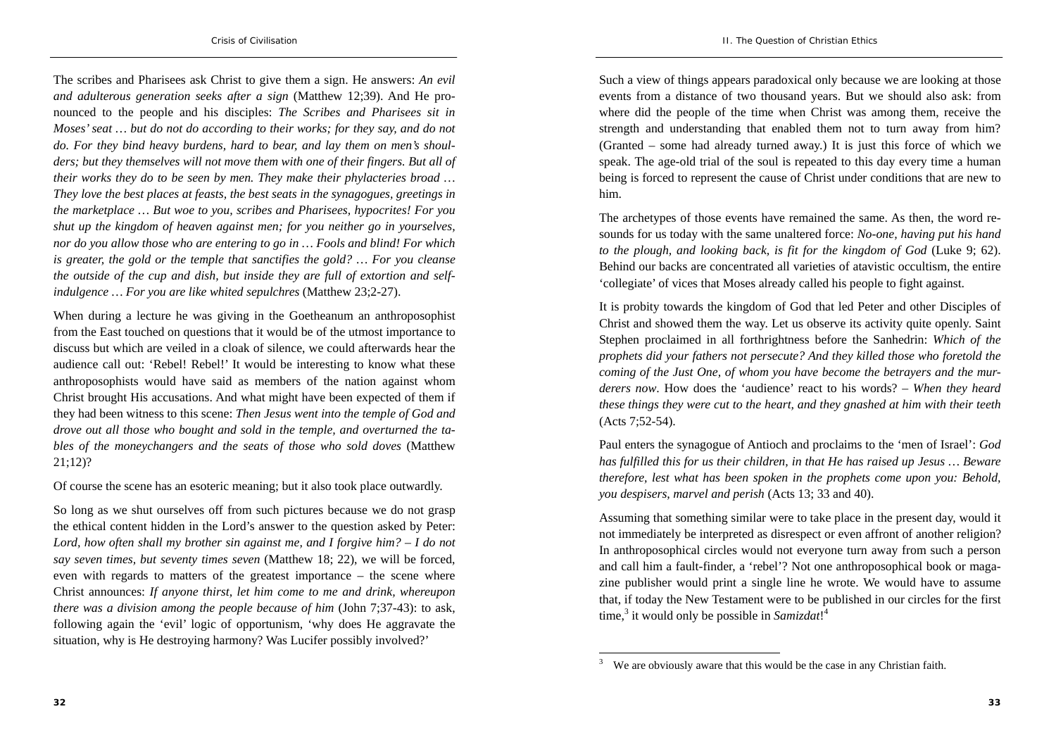The scribes and Pharisees ask Christ to give them a sign. He answers: *An evil and adulterous generation seeks after a sign* (Matthew 12;39). And He pronounced to the people and his disciples: *The Scribes and Pharisees sit in Moses' seat … but do not do according to their works; for they say, and do not do. For they bind heavy burdens, hard to bear, and lay them on men's shoulders; but they themselves will not move them with one of their fingers. But all of their works they do to be seen by men. They make their phylacteries broad … They love the best places at feasts, the best seats in the synagogues, greetings in the marketplace … But woe to you, scribes and Pharisees, hypocrites! For you shut up the kingdom of heaven against men; for you neither go in yourselves, nor do you allow those who are entering to go in … Fools and blind! For which is greater, the gold or the temple that sanctifies the gold? … For you cleanse the outside of the cup and dish, but inside they are full of extortion and self-indulgence … For you are like whited sepulchres* (Matthew 23;2-27).

When during a lecture he was giving in the Goetheanum an anthroposophist from the East touched on questions that it would be of the utmost importance to discuss but which are veiled in a cloak of silence, we could afterwards hear the audience call out: 'Rebel! Rebel!' It would be interesting to know what these anthroposophists would have said as members of the nation against whom Christ brought His accusations. And what might have been expected of them if they had been witness to this scene: *Then Jesus went into the temple of God and drove out all those who bought and sold in the temple, and overturned the tables of the moneychangers and the seats of those who sold doves* (Matthew 21;12)?

Of course the scene has an esoteric meaning; but it also took place outwardly.

So long as we shut ourselves off from such pictures because we do not grasp the ethical content hidden in the Lord's answer to the question asked by Peter: *Lord, how often shall my brother sin against me, and I forgive him? – I do not say seven times, but seventy times seven* (Matthew 18; 22), we will be forced, even with regards to matters of the greatest importance – the scene where Christ announces: *If anyone thirst, let him come to me and drink, whereupon there was a division among the people because of him* (John 7;37-43): to ask, following again the 'evil' logic of opportunism, 'why does He aggravate the situation, why is He destroying harmony? Was Lucifer possibly involved?'

Such a view of things appears paradoxical only because we are looking at those events from a distance of two thousand years. But we should also ask: from where did the people of the time when Christ was among them, receive the strength and understanding that enabled them not to turn away from him? (Granted – some had already turned away.) It is just this force of which we speak. The age-old trial of the soul is repeated to this day every time a human being is forced to represent the cause of Christ under conditions that are new to him.

The archetypes of those events have remained the same. As then, the word resounds for us today with the same unaltered force: *No-one, having put his hand to the plough, and looking back, is fit for the kingdom of God* (Luke 9; 62). Behind our backs are concentrated all varieties of atavistic occultism, the entire 'collegiate' of vices that Moses already called his people to fight against.

It is probity towards the kingdom of God that led Peter and other Disciples of Christ and showed them the way. Let us observe its activity quite openly. Saint Stephen proclaimed in all forthrightness before the Sanhedrin: *Which of the prophets did your fathers not persecute? And they killed those who foretold the coming of the Just One, of whom you have become the betrayers and the murderers now*. How does the 'audience' react to his words? – *When they heard these things they were cut to the heart, and they gnashed at him with their teeth* (Acts 7;52-54).

Paul enters the synagogue of Antioch and proclaims to the 'men of Israel': *God has fulfilled this for us their children, in that He has raised up Jesus … Beware therefore, lest what has been spoken in the prophets come upon you: Behold, you despisers, marvel and perish* (Acts 13; 33 and 40).

Assuming that something similar were to take place in the present day, would it not immediately be interpreted as disrespect or even affront of another religion? In anthroposophical circles would not everyone turn away from such a person and call him a fault-finder, a 'rebel'? Not one anthroposophical book or magazine publisher would print a single line he wrote. We would have to assume that, if today the New Testament were to be published in our circles for the first time,[3] it would only be possible in *Samizdat*![4]

[3] We are obviously aware that this would be the case in any Christian faith.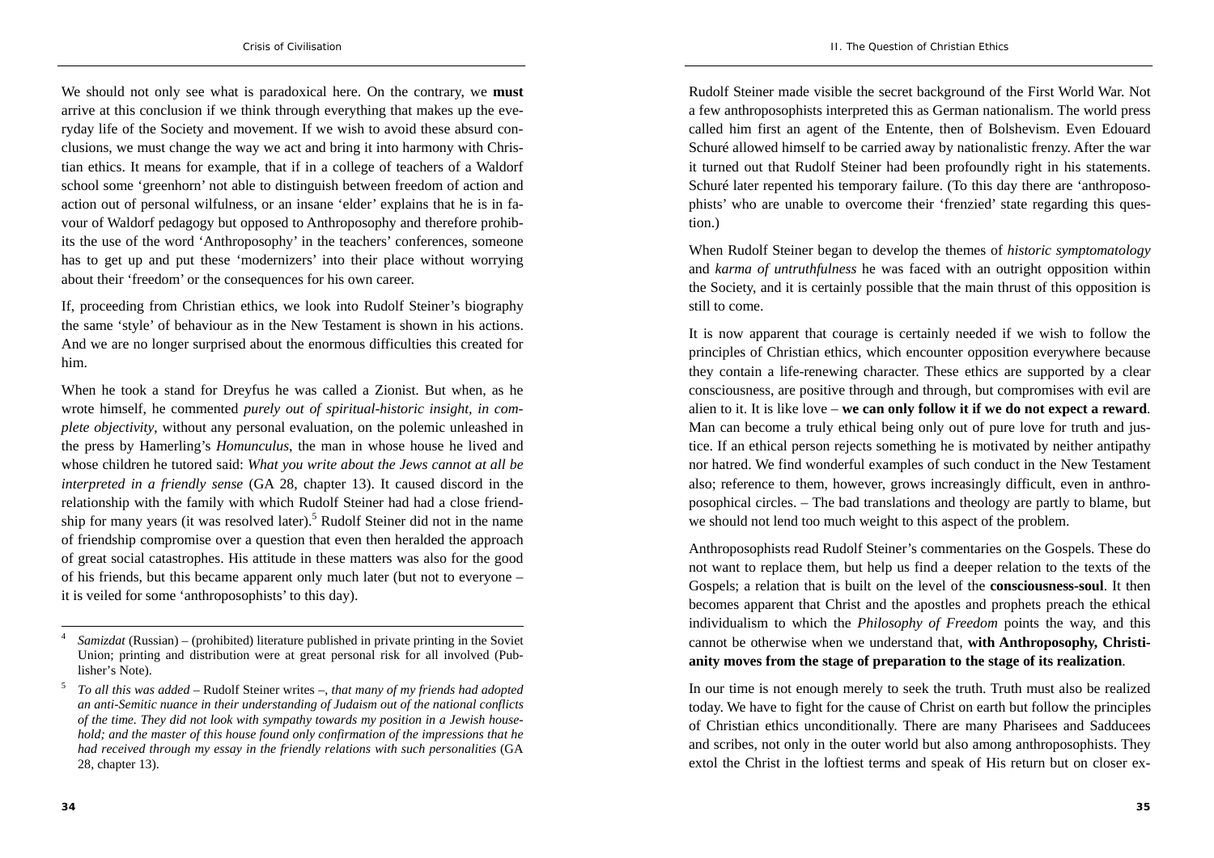We should not only see what is paradoxical here. On the contrary, we **must** arrive at this conclusion if we think through everything that makes up the everyday life of the Society and movement. If we wish to avoid these absurd conclusions, we must change the way we act and bring it into harmony with Christian ethics. It means for example, that if in a college of teachers of a Waldorf school some 'greenhorn' not able to distinguish between freedom of action and action out of personal wilfulness, or an insane 'elder' explains that he is in favour of Waldorf pedagogy but opposed to Anthroposophy and therefore prohibits the use of the word 'Anthroposophy' in the teachers' conferences, someone has to get up and put these 'modernizers' into their place without worrying about their 'freedom' or the consequences for his own career.

If, proceeding from Christian ethics, we look into Rudolf Steiner's biography the same 'style' of behaviour as in the New Testament is shown in his actions. And we are no longer surprised about the enormous difficulties this created for him.

When he took a stand for Dreyfus he was called a Zionist. But when, as he wrote himself, he commented *purely out of spiritual-historic insight, in complete objectivity*, without any personal evaluation, on the polemic unleashed in the press by Hamerling's *Homunculus*, the man in whose house he lived and whose children he tutored said: *What you write about the Jews cannot at all be interpreted in a friendly sense* (GA 28, chapter 13). It caused discord in the relationship with the family with which Rudolf Steiner had had a close friendship for many years (it was resolved later).[5] Rudolf Steiner did not in the name of friendship compromise over a question that even then heralded the approach of great social catastrophes. His attitude in these matters was also for the good of his friends, but this became apparent only much later (but not to everyone – it is veiled for some 'anthroposophists' to this day).

Rudolf Steiner made visible the secret background of the First World War. Not a few anthroposophists interpreted this as German nationalism. The world press called him first an agent of the Entente, then of Bolshevism. Even Edouard Schuré allowed himself to be carried away by nationalistic frenzy. After the war it turned out that Rudolf Steiner had been profoundly right in his statements. Schuré later repented his temporary failure. (To this day there are 'anthroposophists' who are unable to overcome their 'frenzied' state regarding this question.)

When Rudolf Steiner began to develop the themes of *historic symptomatology* and *karma of untruthfulness* he was faced with an outright opposition within the Society, and it is certainly possible that the main thrust of this opposition is still to come.

It is now apparent that courage is certainly needed if we wish to follow the principles of Christian ethics, which encounter opposition everywhere because they contain a life-renewing character. These ethics are supported by a clear consciousness, are positive through and through, but compromises with evil are alien to it. It is like love – **we can only follow it if we do not expect a reward**. Man can become a truly ethical being only out of pure love for truth and justice. If an ethical person rejects something he is motivated by neither antipathy nor hatred. We find wonderful examples of such conduct in the New Testament also; reference to them, however, grows increasingly difficult, even in anthroposophical circles. – The bad translations and theology are partly to blame, but we should not lend too much weight to this aspect of the problem.

Anthroposophists read Rudolf Steiner's commentaries on the Gospels. These do not want to replace them, but help us find a deeper relation to the texts of the Gospels; a relation that is built on the level of the **consciousness-soul**. It then becomes apparent that Christ and the apostles and prophets preach the ethical individualism to which the *Philosophy of Freedom* points the way, and this cannot be otherwise when we understand that, **with Anthroposophy, Christianity moves from the stage of preparation to the stage of its realization**.

In our time is not enough merely to seek the truth. Truth must also be realized today. We have to fight for the cause of Christ on earth but follow the principles of Christian ethics unconditionally. There are many Pharisees and Sadducees and scribes, not only in the outer world but also among anthroposophists. They extol the Christ in the loftiest terms and speak of His return but on closer ex-

---

[4] *Samizdat* (Russian) – (prohibited) literature published in private printing in the Soviet Union; printing and distribution were at great personal risk for all involved (Publisher's Note).

[5] *To all this was added* – Rudolf Steiner writes –, *that many of my friends had adopted an anti-Semitic nuance in their understanding of Judaism out of the national conflicts of the time. They did not look with sympathy towards my position in a Jewish household; and the master of this house found only confirmation of the impressions that he had received through my essay in the friendly relations with such personalities* (GA 28, chapter 13).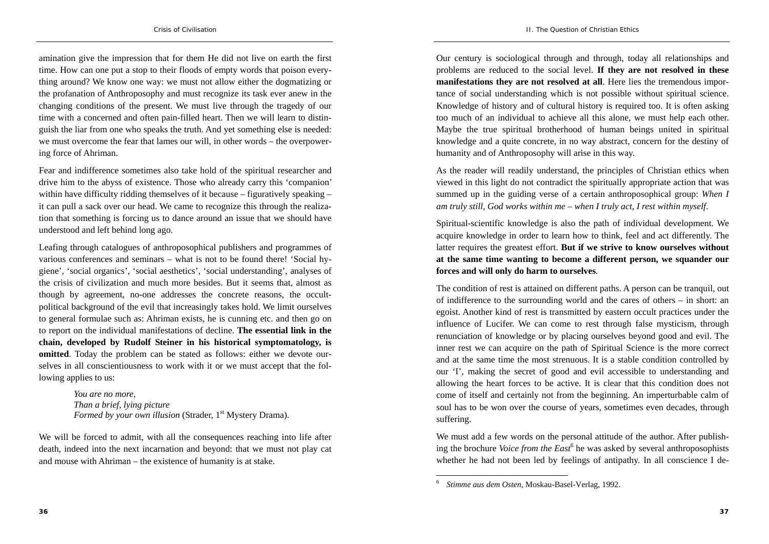amination give the impression that for them He did not live on earth the first time. How can one put a stop to their floods of empty words that poison everything around? We know one way: we must not allow either the dogmatizing or the profanation of Anthroposophy and must recognize its task ever anew in the changing conditions of the present. We must live through the tragedy of our time with a concerned and often pain-filled heart. Then we will learn to distinguish the liar from one who speaks the truth. And yet something else is needed: we must overcome the fear that lames our will, in other words – the overpowering force of Ahriman.

Fear and indifference sometimes also take hold of the spiritual researcher and drive him to the abyss of existence. Those who already carry this 'companion' within have difficulty ridding themselves of it because – figuratively speaking – it can pull a sack over our head. We came to recognize this through the realization that something is forcing us to dance around an issue that we should have understood and left behind long ago.

Leafing through catalogues of anthroposophical publishers and programmes of various conferences and seminars – what is not to be found there! 'Social hygiene', 'social organics', 'social aesthetics', 'social understanding', analyses of the crisis of civilization and much more besides. But it seems that, almost as though by agreement, no-one addresses the concrete reasons, the occult-political background of the evil that increasingly takes hold. We limit ourselves to general formulae such as: Ahriman exists, he is cunning etc. and then go on to report on the individual manifestations of decline. **The essential link in the chain, developed by Rudolf Steiner in his historical symptomatology, is omitted**. Today the problem can be stated as follows: either we devote ourselves in all conscientiousness to work with it or we must accept that the following applies to us:

> *You are no more,*
> *Than a brief, lying picture*
> *Formed by your own illusion* (Strader, 1st Mystery Drama).

We will be forced to admit, with all the consequences reaching into life after death, indeed into the next incarnation and beyond: that we must not play cat and mouse with Ahriman – the existence of humanity is at stake.

Our century is sociological through and through, today all relationships and problems are reduced to the social level. **If they are not resolved in these manifestations they are not resolved at all**. Here lies the tremendous importance of social understanding which is not possible without spiritual science. Knowledge of history and of cultural history is required too. It is often asking too much of an individual to achieve all this alone, we must help each other. Maybe the true spiritual brotherhood of human beings united in spiritual knowledge and a quite concrete, in no way abstract, concern for the destiny of humanity and of Anthroposophy will arise in this way.

As the reader will readily understand, the principles of Christian ethics when viewed in this light do not contradict the spiritually appropriate action that was summed up in the guiding verse of a certain anthroposophical group: *When I am truly still, God works within me – when I truly act, I rest within myself*.

Spiritual-scientific knowledge is also the path of individual development. We acquire knowledge in order to learn how to think, feel and act differently. The latter requires the greatest effort. **But if we strive to know ourselves without at the same time wanting to become a different person, we squander our forces and will only do harm to ourselves**.

The condition of rest is attained on different paths. A person can be tranquil, out of indifference to the surrounding world and the cares of others – in short: an egoist. Another kind of rest is transmitted by eastern occult practices under the influence of Lucifer. We can come to rest through false mysticism, through renunciation of knowledge or by placing ourselves beyond good and evil. The inner rest we can acquire on the path of Spiritual Science is the more correct and at the same time the most strenuous. It is a stable condition controlled by our 'I', making the secret of good and evil accessible to understanding and allowing the heart forces to be active. It is clear that this condition does not come of itself and certainly not from the beginning. An imperturbable calm of soul has to be won over the course of years, sometimes even decades, through suffering.

We must add a few words on the personal attitude of the author. After publishing the brochure *Voice from the East*[6] he was asked by several anthroposophists whether he had not been led by feelings of antipathy. In all conscience I de-

---

[6] *Stimme aus dem Osten*, Moskau-Basel-Verlag, 1992.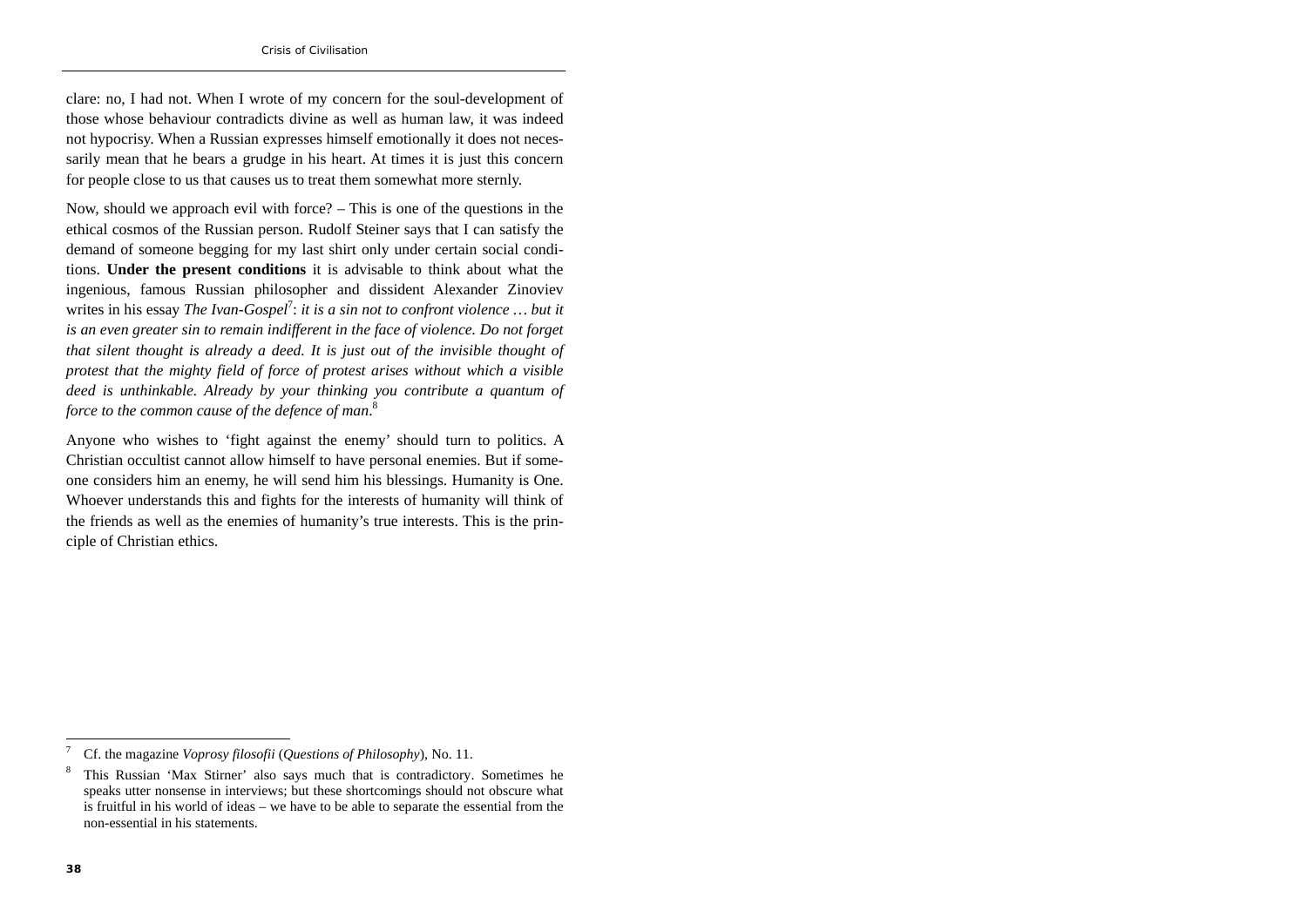clare: no, I had not. When I wrote of my concern for the soul-development of those whose behaviour contradicts divine as well as human law, it was indeed not hypocrisy. When a Russian expresses himself emotionally it does not necessarily mean that he bears a grudge in his heart. At times it is just this concern for people close to us that causes us to treat them somewhat more sternly.

Now, should we approach evil with force? – This is one of the questions in the ethical cosmos of the Russian person. Rudolf Steiner says that I can satisfy the demand of someone begging for my last shirt only under certain social conditions. **Under the present conditions** it is advisable to think about what the ingenious, famous Russian philosopher and dissident Alexander Zinoviev writes in his essay *The Ivan-Gospel*[7]: *it is a sin not to confront violence … but it is an even greater sin to remain indifferent in the face of violence. Do not forget that silent thought is already a deed. It is just out of the invisible thought of protest that the mighty field of force of protest arises without which a visible deed is unthinkable. Already by your thinking you contribute a quantum of force to the common cause of the defence of man*.[8]

Anyone who wishes to 'fight against the enemy' should turn to politics. A Christian occultist cannot allow himself to have personal enemies. But if someone considers him an enemy, he will send him his blessings. Humanity is One. Whoever understands this and fights for the interests of humanity will think of the friends as well as the enemies of humanity's true interests. This is the principle of Christian ethics.

---

[7] Cf. the magazine *Voprosy filosofii* (*Questions of Philosophy*), No. 11.

[8] This Russian 'Max Stirner' also says much that is contradictory. Sometimes he speaks utter nonsense in interviews; but these shortcomings should not obscure what is fruitful in his world of ideas – we have to be able to separate the essential from the non-essential in his statements.